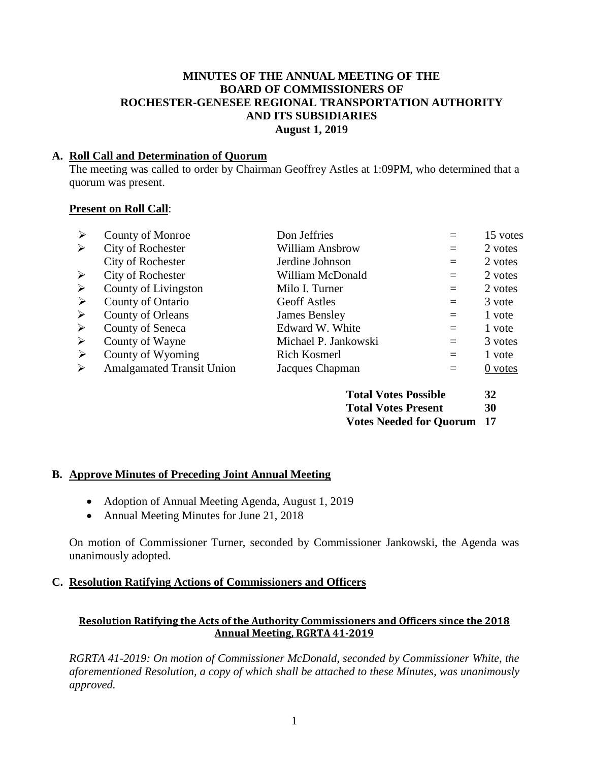# MINUTES OF THE ANNUAL MEETING OF THE BOARD OF COMMISSIONERS OF ROCHESTER-GENESEE REGIONAL TRANSPORTATION AUTHORITY AND ITS SUBSIDIARIES

**August 1, 2019**

## A. Roll Call and Determination of Quorum

The meeting was called to order by Chairman Geoffrey Astles at 1:09PM, who determined that a quorum was present.

**Present on Roll Call**:

| | | | | |
|---|---|---|---|---|
| ➢ | County of Monroe | Don Jeffries | = | 15 votes |
| ➢ | City of Rochester | William Ansbrow | = | 2 votes |
| | City of Rochester | Jerdine Johnson | = | 2 votes |
| ➢ | City of Rochester | William McDonald | = | 2 votes |
| ➢ | County of Livingston | Milo I. Turner | = | 2 votes |
| ➢ | County of Ontario | Geoff Astles | = | 3 vote |
| ➢ | County of Orleans | James Bensley | = | 1 vote |
| ➢ | County of Seneca | Edward W. White | = | 1 vote |
| ➢ | County of Wayne | Michael P. Jankowski | = | 3 votes |
| ➢ | County of Wyoming | Rich Kosmerl | = | 1 vote |
| ➢ | Amalgamated Transit Union | Jacques Chapman | = | 0 votes |

| | |
|---|---|
| **Total Votes Possible** | **32** |
| **Total Votes Present** | **30** |
| **Votes Needed for Quorum** | **17** |

## B. Approve Minutes of Preceding Joint Annual Meeting

- Adoption of Annual Meeting Agenda, August 1, 2019
- Annual Meeting Minutes for June 21, 2018

On motion of Commissioner Turner, seconded by Commissioner Jankowski, the Agenda was unanimously adopted.

## C. Resolution Ratifying Actions of Commissioners and Officers

### Resolution Ratifying the Acts of the Authority Commissioners and Officers since the 2018 Annual Meeting, RGRTA 41-2019

*RGRTA 41-2019: On motion of Commissioner McDonald, seconded by Commissioner White, the aforementioned Resolution, a copy of which shall be attached to these Minutes, was unanimously approved.*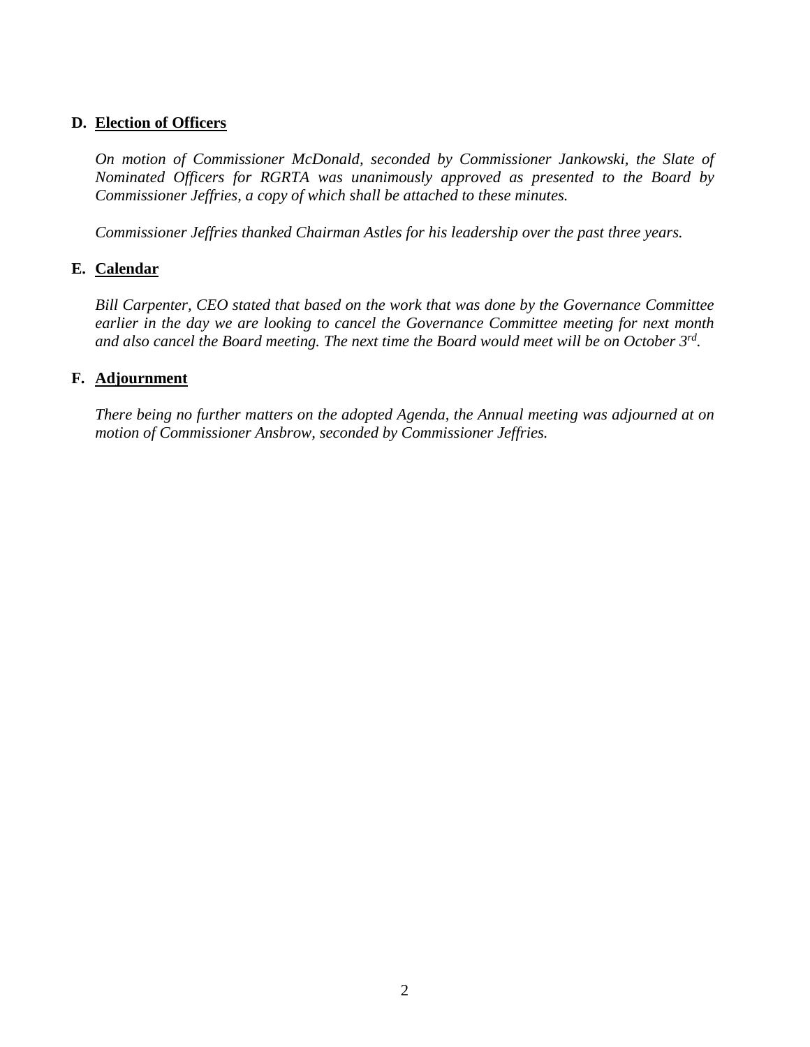**D. Election of Officers**

*On motion of Commissioner McDonald, seconded by Commissioner Jankowski, the Slate of Nominated Officers for RGRTA was unanimously approved as presented to the Board by Commissioner Jeffries, a copy of which shall be attached to these minutes.*

*Commissioner Jeffries thanked Chairman Astles for his leadership over the past three years.*

**E. Calendar**

*Bill Carpenter, CEO stated that based on the work that was done by the Governance Committee earlier in the day we are looking to cancel the Governance Committee meeting for next month and also cancel the Board meeting. The next time the Board would meet will be on October 3rd.*

**F. Adjournment**

*There being no further matters on the adopted Agenda, the Annual meeting was adjourned at on motion of Commissioner Ansbrow, seconded by Commissioner Jeffries.*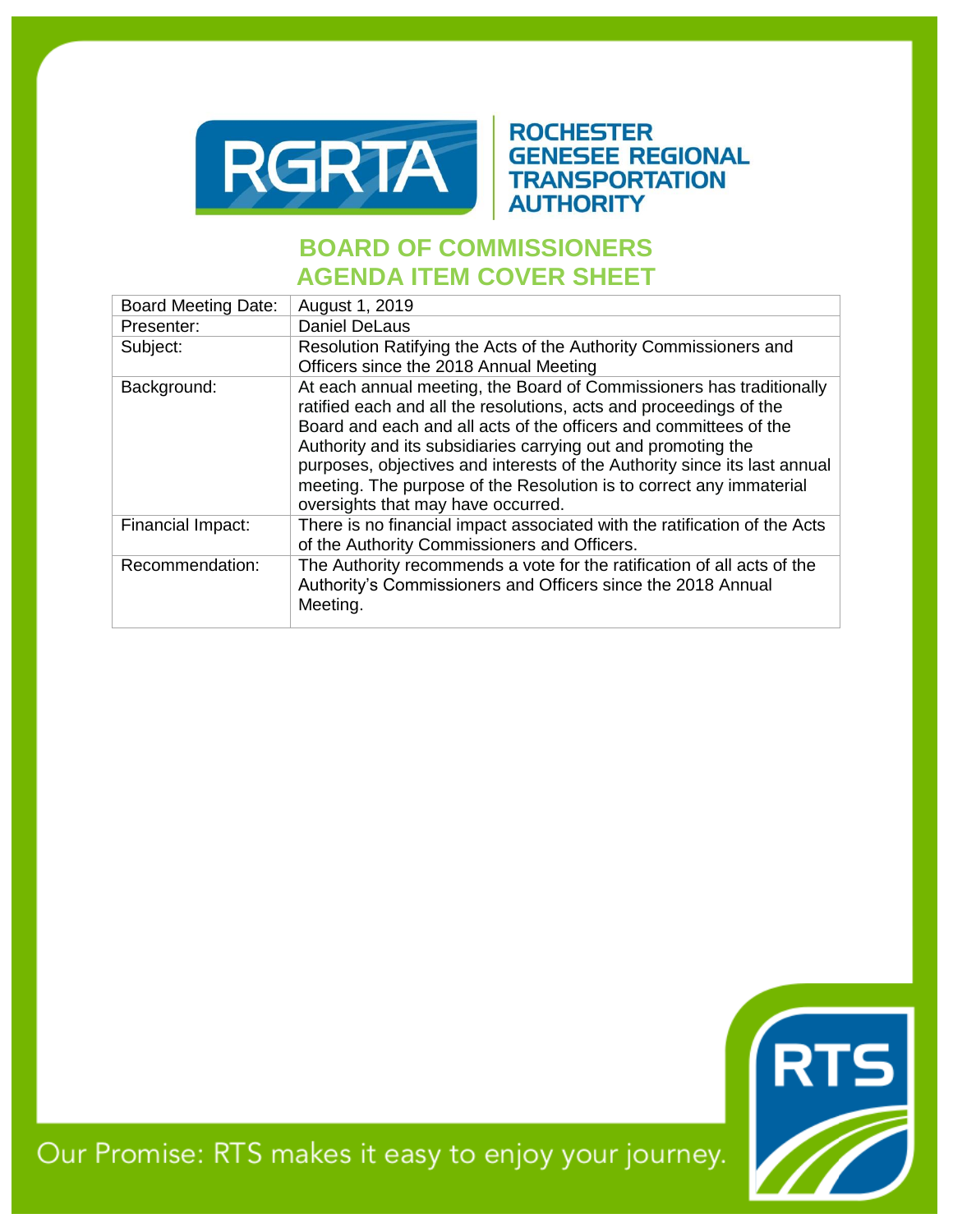# ROCHESTER GENESEE REGIONAL TRANSPORTATION AUTHORITY

## BOARD OF COMMISSIONERS AGENDA ITEM COVER SHEET

| Board Meeting Date: | August 1, 2019 |
|---|---|
| Presenter: | Daniel DeLaus |
| Subject: | Resolution Ratifying the Acts of the Authority Commissioners and Officers since the 2018 Annual Meeting |
| Background: | At each annual meeting, the Board of Commissioners has traditionally ratified each and all the resolutions, acts and proceedings of the Board and each and all acts of the officers and committees of the Authority and its subsidiaries carrying out and promoting the purposes, objectives and interests of the Authority since its last annual meeting. The purpose of the Resolution is to correct any immaterial oversights that may have occurred. |
| Financial Impact: | There is no financial impact associated with the ratification of the Acts of the Authority Commissioners and Officers. |
| Recommendation: | The Authority recommends a vote for the ratification of all acts of the Authority's Commissioners and Officers since the 2018 Annual Meeting. |

Our Promise: RTS makes it easy to enjoy your journey.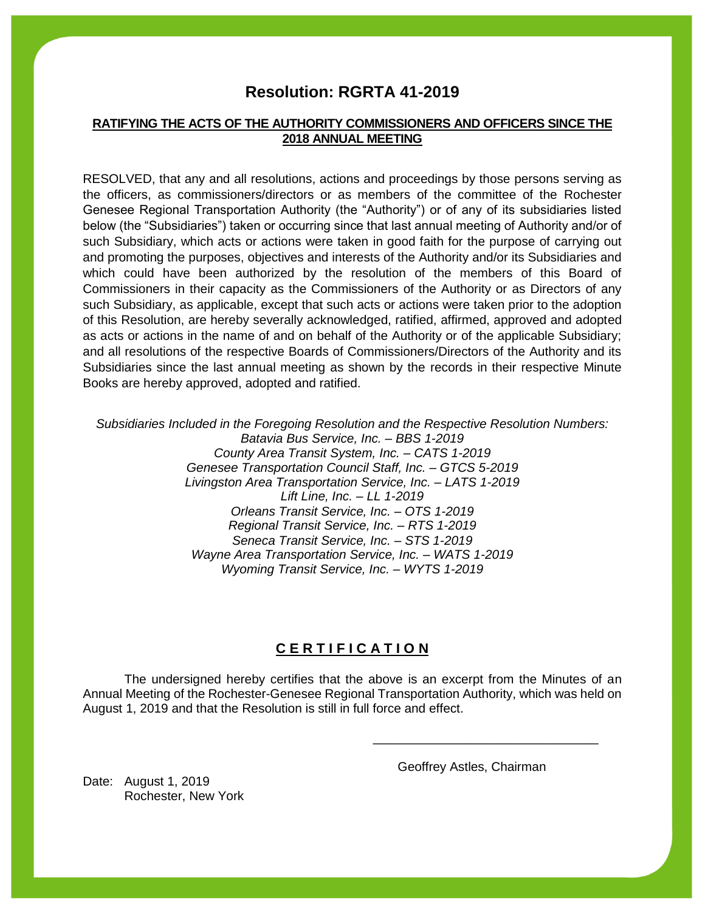# Resolution: RGRTA 41-2019

**RATIFYING THE ACTS OF THE AUTHORITY COMMISSIONERS AND OFFICERS SINCE THE 2018 ANNUAL MEETING**

RESOLVED, that any and all resolutions, actions and proceedings by those persons serving as the officers, as commissioners/directors or as members of the committee of the Rochester Genesee Regional Transportation Authority (the "Authority") or of any of its subsidiaries listed below (the "Subsidiaries") taken or occurring since that last annual meeting of Authority and/or of such Subsidiary, which acts or actions were taken in good faith for the purpose of carrying out and promoting the purposes, objectives and interests of the Authority and/or its Subsidiaries and which could have been authorized by the resolution of the members of this Board of Commissioners in their capacity as the Commissioners of the Authority or as Directors of any such Subsidiary, as applicable, except that such acts or actions were taken prior to the adoption of this Resolution, are hereby severally acknowledged, ratified, affirmed, approved and adopted as acts or actions in the name of and on behalf of the Authority or of the applicable Subsidiary; and all resolutions of the respective Boards of Commissioners/Directors of the Authority and its Subsidiaries since the last annual meeting as shown by the records in their respective Minute Books are hereby approved, adopted and ratified.

*Subsidiaries Included in the Foregoing Resolution and the Respective Resolution Numbers:*
*Batavia Bus Service, Inc. – BBS 1-2019*
*County Area Transit System, Inc. – CATS 1-2019*
*Genesee Transportation Council Staff, Inc. – GTCS 5-2019*
*Livingston Area Transportation Service, Inc. – LATS 1-2019*
*Lift Line, Inc. – LL 1-2019*
*Orleans Transit Service, Inc. – OTS 1-2019*
*Regional Transit Service, Inc. – RTS 1-2019*
*Seneca Transit Service, Inc. – STS 1-2019*
*Wayne Area Transportation Service, Inc. – WATS 1-2019*
*Wyoming Transit Service, Inc. – WYTS 1-2019*

**C E R T I F I C A T I O N**

The undersigned hereby certifies that the above is an excerpt from the Minutes of an Annual Meeting of the Rochester-Genesee Regional Transportation Authority, which was held on August 1, 2019 and that the Resolution is still in full force and effect.

\_\_\_\_\_\_\_\_\_\_\_\_\_\_\_\_\_\_\_\_\_\_\_\_\_\_\_\_\_\_\_\_

Geoffrey Astles, Chairman

Date: August 1, 2019
Rochester, New York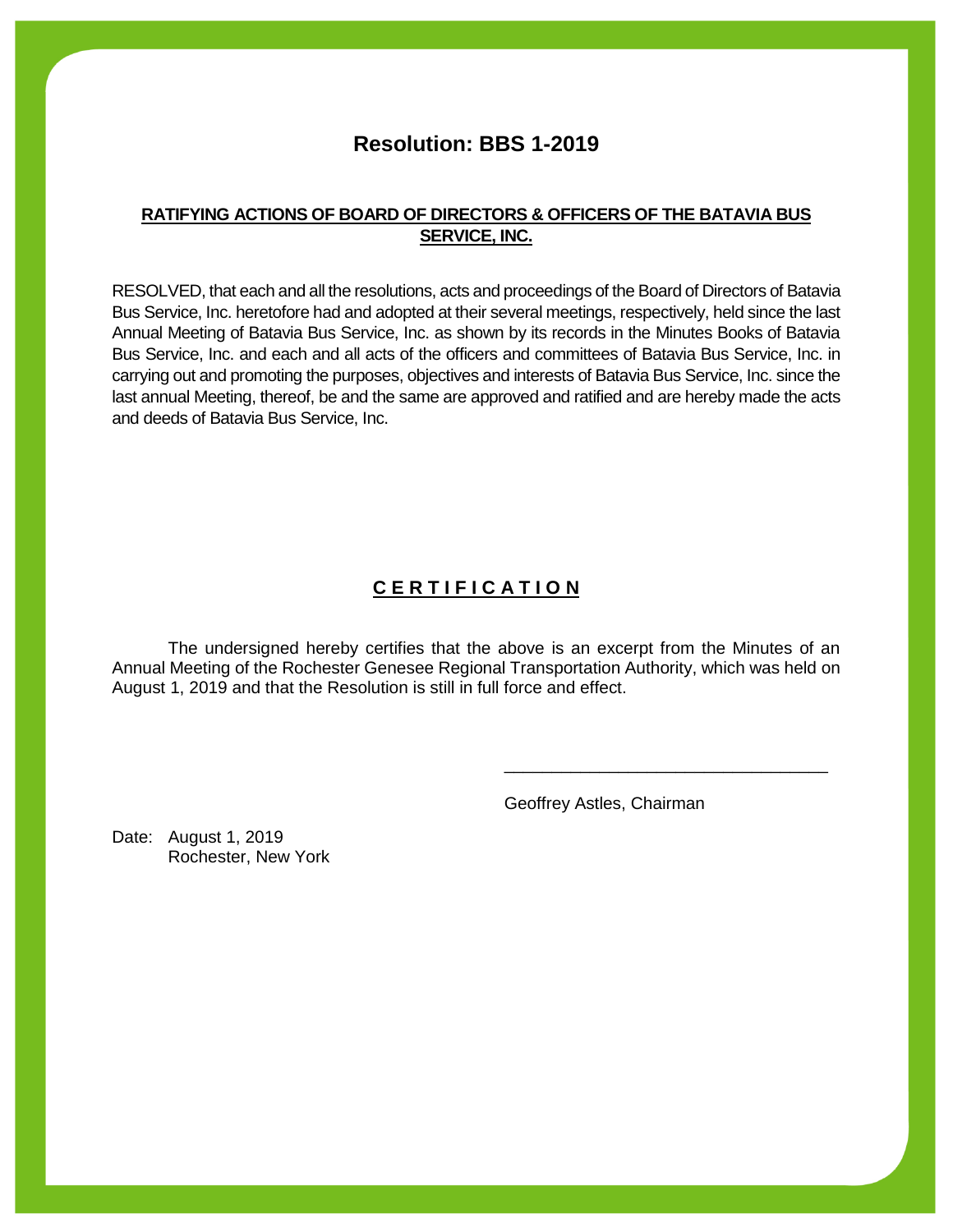# Resolution: BBS 1-2019

## RATIFYING ACTIONS OF BOARD OF DIRECTORS & OFFICERS OF THE BATAVIA BUS SERVICE, INC.

RESOLVED, that each and all the resolutions, acts and proceedings of the Board of Directors of Batavia Bus Service, Inc. heretofore had and adopted at their several meetings, respectively, held since the last Annual Meeting of Batavia Bus Service, Inc. as shown by its records in the Minutes Books of Batavia Bus Service, Inc. and each and all acts of the officers and committees of Batavia Bus Service, Inc. in carrying out and promoting the purposes, objectives and interests of Batavia Bus Service, Inc. since the last annual Meeting, thereof, be and the same are approved and ratified and are hereby made the acts and deeds of Batavia Bus Service, Inc.

## C E R T I F I C A T I O N

The undersigned hereby certifies that the above is an excerpt from the Minutes of an Annual Meeting of the Rochester Genesee Regional Transportation Authority, which was held on August 1, 2019 and that the Resolution is still in full force and effect.

\_\_\_\_\_\_\_\_\_\_\_\_\_\_\_\_\_\_\_\_\_\_\_\_\_\_\_\_\_\_\_\_\_\_

Geoffrey Astles, Chairman

Date: August 1, 2019
Rochester, New York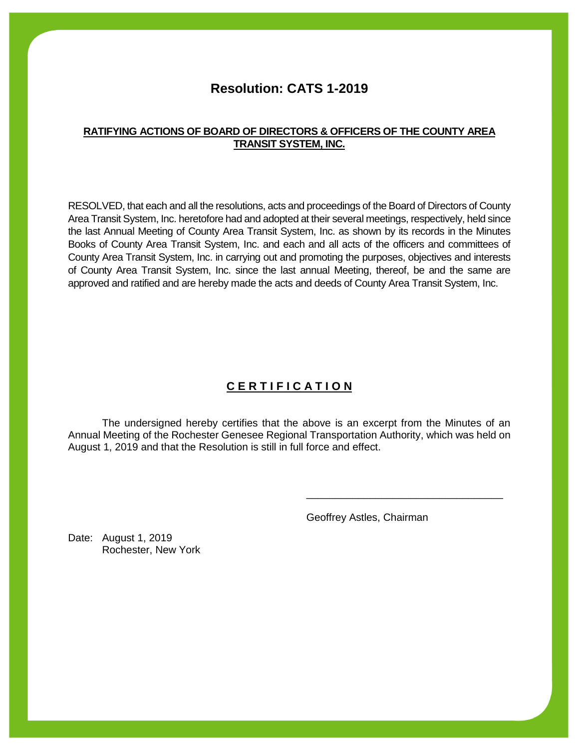# Resolution: CATS 1-2019

**RATIFYING ACTIONS OF BOARD OF DIRECTORS & OFFICERS OF THE COUNTY AREA TRANSIT SYSTEM, INC.**

RESOLVED, that each and all the resolutions, acts and proceedings of the Board of Directors of County Area Transit System, Inc. heretofore had and adopted at their several meetings, respectively, held since the last Annual Meeting of County Area Transit System, Inc. as shown by its records in the Minutes Books of County Area Transit System, Inc. and each and all acts of the officers and committees of County Area Transit System, Inc. in carrying out and promoting the purposes, objectives and interests of County Area Transit System, Inc. since the last annual Meeting, thereof, be and the same are approved and ratified and are hereby made the acts and deeds of County Area Transit System, Inc.

## C E R T I F I C A T I O N

The undersigned hereby certifies that the above is an excerpt from the Minutes of an Annual Meeting of the Rochester Genesee Regional Transportation Authority, which was held on August 1, 2019 and that the Resolution is still in full force and effect.

\_\_\_\_\_\_\_\_\_\_\_\_\_\_\_\_\_\_\_\_\_\_\_\_\_\_\_\_\_\_\_\_\_\_

Geoffrey Astles, Chairman

Date: August 1, 2019
Rochester, New York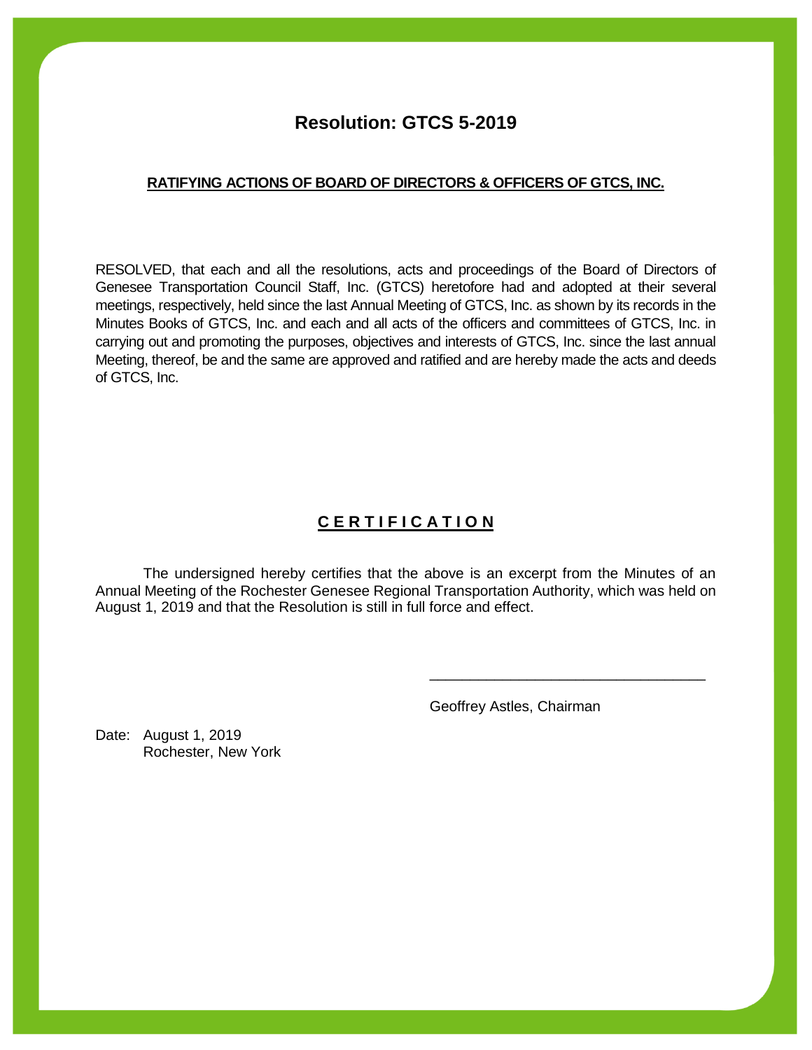# Resolution: GTCS 5-2019

**RATIFYING ACTIONS OF BOARD OF DIRECTORS & OFFICERS OF GTCS, INC.**

RESOLVED, that each and all the resolutions, acts and proceedings of the Board of Directors of Genesee Transportation Council Staff, Inc. (GTCS) heretofore had and adopted at their several meetings, respectively, held since the last Annual Meeting of GTCS, Inc. as shown by its records in the Minutes Books of GTCS, Inc. and each and all acts of the officers and committees of GTCS, Inc. in carrying out and promoting the purposes, objectives and interests of GTCS, Inc. since the last annual Meeting, thereof, be and the same are approved and ratified and are hereby made the acts and deeds of GTCS, Inc.

## C E R T I F I C A T I O N

The undersigned hereby certifies that the above is an excerpt from the Minutes of an Annual Meeting of the Rochester Genesee Regional Transportation Authority, which was held on August 1, 2019 and that the Resolution is still in full force and effect.

\_\_\_\_\_\_\_\_\_\_\_\_\_\_\_\_\_\_\_\_\_\_\_\_\_\_\_\_\_\_\_\_\_\_\_

Geoffrey Astles, Chairman

Date: August 1, 2019
Rochester, New York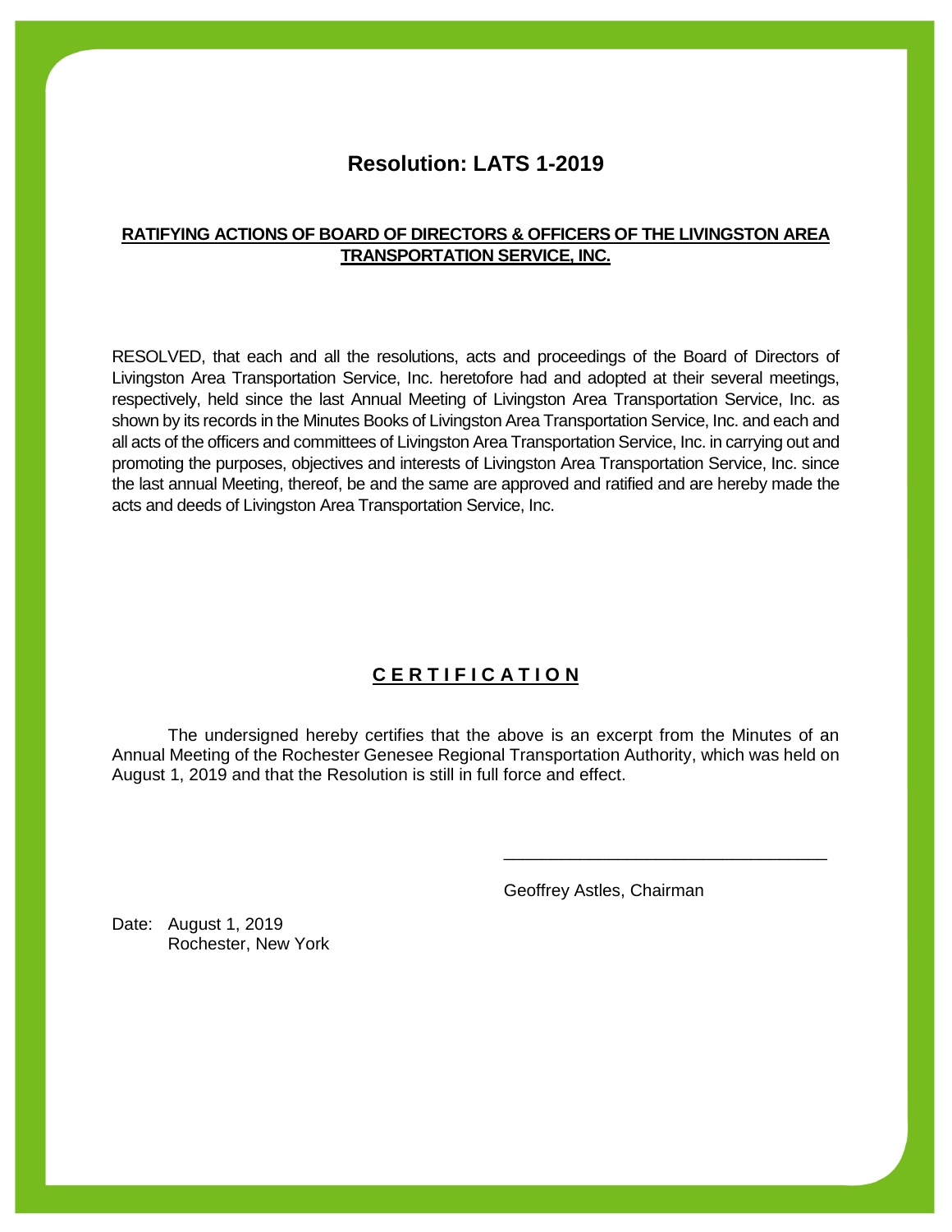# Resolution: LATS 1-2019

**RATIFYING ACTIONS OF BOARD OF DIRECTORS & OFFICERS OF THE LIVINGSTON AREA TRANSPORTATION SERVICE, INC.**

RESOLVED, that each and all the resolutions, acts and proceedings of the Board of Directors of Livingston Area Transportation Service, Inc. heretofore had and adopted at their several meetings, respectively, held since the last Annual Meeting of Livingston Area Transportation Service, Inc. as shown by its records in the Minutes Books of Livingston Area Transportation Service, Inc. and each and all acts of the officers and committees of Livingston Area Transportation Service, Inc. in carrying out and promoting the purposes, objectives and interests of Livingston Area Transportation Service, Inc. since the last annual Meeting, thereof, be and the same are approved and ratified and are hereby made the acts and deeds of Livingston Area Transportation Service, Inc.

## C E R T I F I C A T I O N

The undersigned hereby certifies that the above is an excerpt from the Minutes of an Annual Meeting of the Rochester Genesee Regional Transportation Authority, which was held on August 1, 2019 and that the Resolution is still in full force and effect.

\_\_\_\_\_\_\_\_\_\_\_\_\_\_\_\_\_\_\_\_\_\_\_\_\_\_\_\_\_\_\_\_\_\_

Geoffrey Astles, Chairman

Date: August 1, 2019
Rochester, New York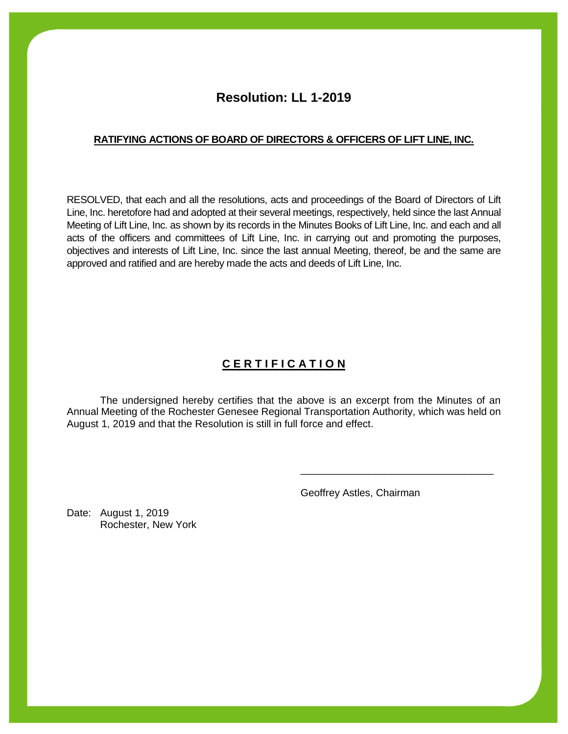# Resolution: LL 1-2019

**RATIFYING ACTIONS OF BOARD OF DIRECTORS & OFFICERS OF LIFT LINE, INC.**

RESOLVED, that each and all the resolutions, acts and proceedings of the Board of Directors of Lift Line, Inc. heretofore had and adopted at their several meetings, respectively, held since the last Annual Meeting of Lift Line, Inc. as shown by its records in the Minutes Books of Lift Line, Inc. and each and all acts of the officers and committees of Lift Line, Inc. in carrying out and promoting the purposes, objectives and interests of Lift Line, Inc. since the last annual Meeting, thereof, be and the same are approved and ratified and are hereby made the acts and deeds of Lift Line, Inc.

## C E R T I F I C A T I O N

The undersigned hereby certifies that the above is an excerpt from the Minutes of an Annual Meeting of the Rochester Genesee Regional Transportation Authority, which was held on August 1, 2019 and that the Resolution is still in full force and effect.

\_\_\_\_\_\_\_\_\_\_\_\_\_\_\_\_\_\_\_\_\_\_\_\_\_\_\_\_\_\_\_\_\_\_

Geoffrey Astles, Chairman

Date: August 1, 2019
Rochester, New York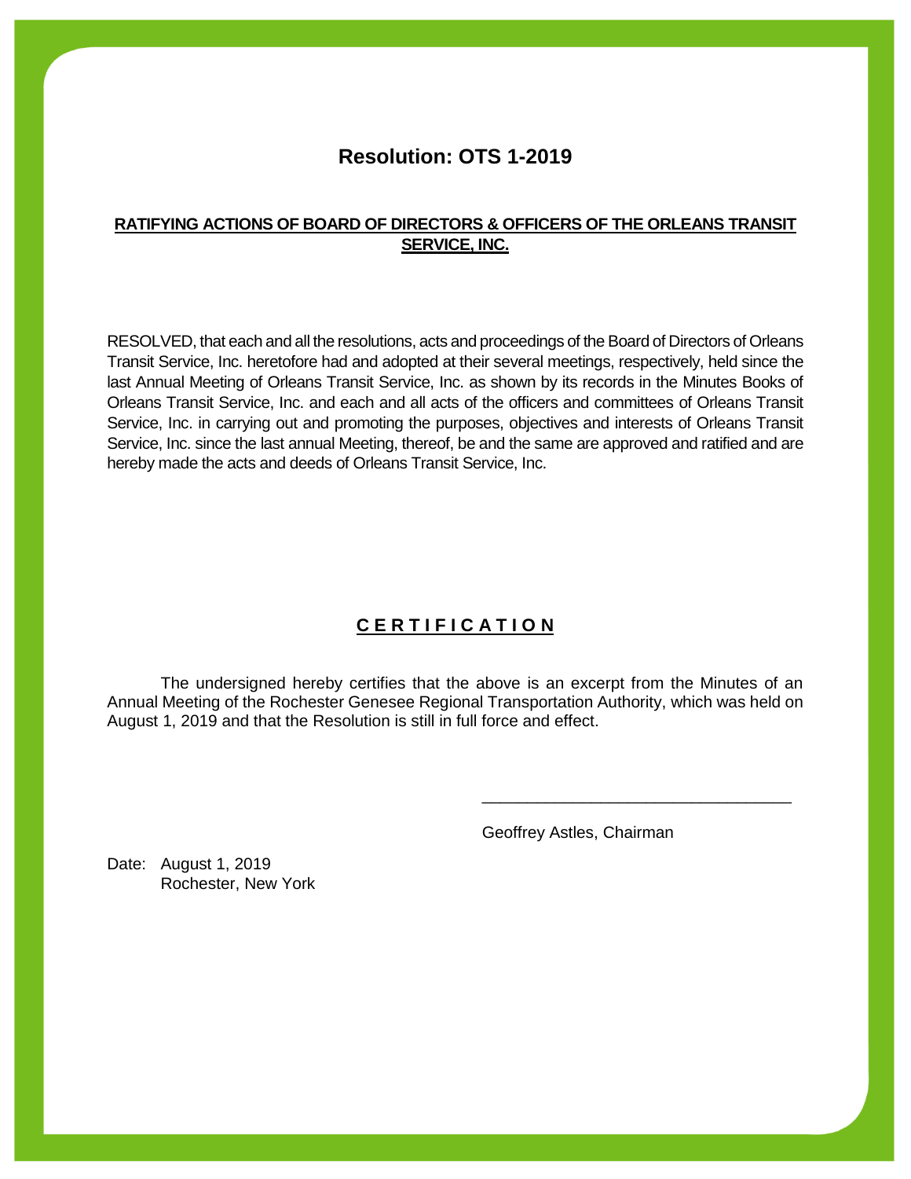# Resolution: OTS 1-2019

**RATIFYING ACTIONS OF BOARD OF DIRECTORS & OFFICERS OF THE ORLEANS TRANSIT SERVICE, INC.**

RESOLVED, that each and all the resolutions, acts and proceedings of the Board of Directors of Orleans Transit Service, Inc. heretofore had and adopted at their several meetings, respectively, held since the last Annual Meeting of Orleans Transit Service, Inc. as shown by its records in the Minutes Books of Orleans Transit Service, Inc. and each and all acts of the officers and committees of Orleans Transit Service, Inc. in carrying out and promoting the purposes, objectives and interests of Orleans Transit Service, Inc. since the last annual Meeting, thereof, be and the same are approved and ratified and are hereby made the acts and deeds of Orleans Transit Service, Inc.

## C E R T I F I C A T I O N

The undersigned hereby certifies that the above is an excerpt from the Minutes of an Annual Meeting of the Rochester Genesee Regional Transportation Authority, which was held on August 1, 2019 and that the Resolution is still in full force and effect.

\_\_\_\_\_\_\_\_\_\_\_\_\_\_\_\_\_\_\_\_\_\_\_\_\_\_\_\_\_\_\_\_\_\_

Geoffrey Astles, Chairman

Date: August 1, 2019
Rochester, New York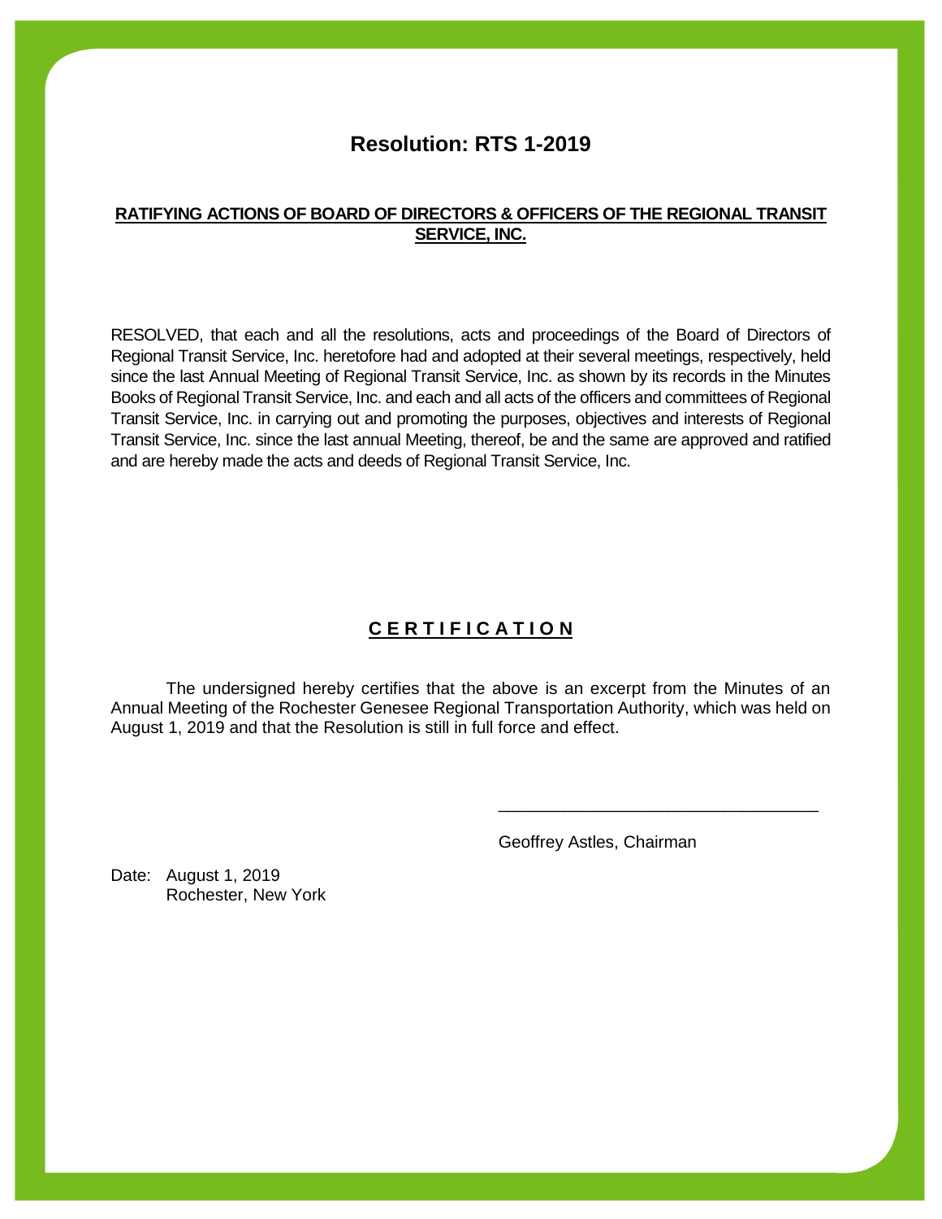# Resolution: RTS 1-2019

**RATIFYING ACTIONS OF BOARD OF DIRECTORS & OFFICERS OF THE REGIONAL TRANSIT SERVICE, INC.**

RESOLVED, that each and all the resolutions, acts and proceedings of the Board of Directors of Regional Transit Service, Inc. heretofore had and adopted at their several meetings, respectively, held since the last Annual Meeting of Regional Transit Service, Inc. as shown by its records in the Minutes Books of Regional Transit Service, Inc. and each and all acts of the officers and committees of Regional Transit Service, Inc. in carrying out and promoting the purposes, objectives and interests of Regional Transit Service, Inc. since the last annual Meeting, thereof, be and the same are approved and ratified and are hereby made the acts and deeds of Regional Transit Service, Inc.

## C E R T I F I C A T I O N

The undersigned hereby certifies that the above is an excerpt from the Minutes of an Annual Meeting of the Rochester Genesee Regional Transportation Authority, which was held on August 1, 2019 and that the Resolution is still in full force and effect.

\_\_\_\_\_\_\_\_\_\_\_\_\_\_\_\_\_\_\_\_\_\_\_\_\_\_\_\_\_\_\_\_\_\_

Geoffrey Astles, Chairman

Date: August 1, 2019
Rochester, New York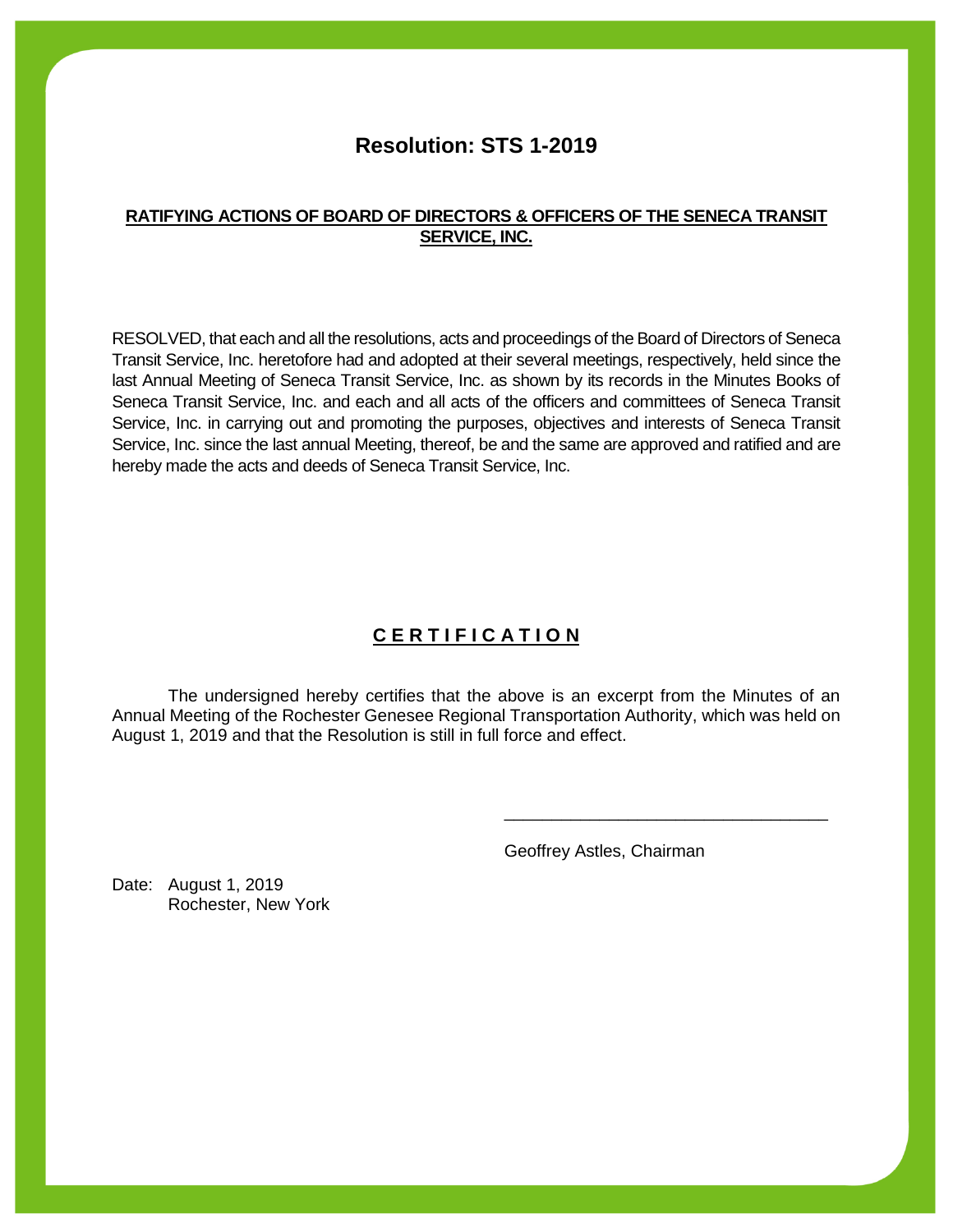# Resolution: STS 1-2019

**RATIFYING ACTIONS OF BOARD OF DIRECTORS & OFFICERS OF THE SENECA TRANSIT SERVICE, INC.**

RESOLVED, that each and all the resolutions, acts and proceedings of the Board of Directors of Seneca Transit Service, Inc. heretofore had and adopted at their several meetings, respectively, held since the last Annual Meeting of Seneca Transit Service, Inc. as shown by its records in the Minutes Books of Seneca Transit Service, Inc. and each and all acts of the officers and committees of Seneca Transit Service, Inc. in carrying out and promoting the purposes, objectives and interests of Seneca Transit Service, Inc. since the last annual Meeting, thereof, be and the same are approved and ratified and are hereby made the acts and deeds of Seneca Transit Service, Inc.

## C E R T I F I C A T I O N

The undersigned hereby certifies that the above is an excerpt from the Minutes of an Annual Meeting of the Rochester Genesee Regional Transportation Authority, which was held on August 1, 2019 and that the Resolution is still in full force and effect.

\_\_\_\_\_\_\_\_\_\_\_\_\_\_\_\_\_\_\_\_\_\_\_\_\_\_\_\_\_\_\_\_\_\_

Geoffrey Astles, Chairman

Date: August 1, 2019
Rochester, New York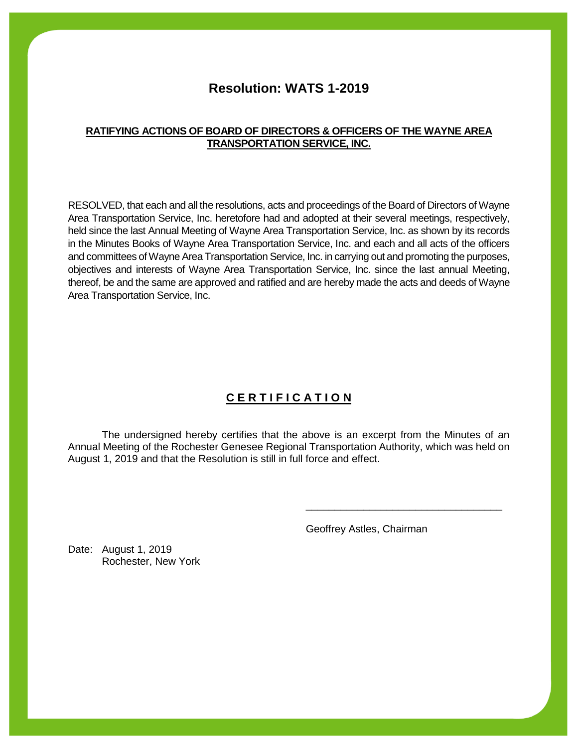# Resolution: WATS 1-2019

**RATIFYING ACTIONS OF BOARD OF DIRECTORS & OFFICERS OF THE WAYNE AREA TRANSPORTATION SERVICE, INC.**

RESOLVED, that each and all the resolutions, acts and proceedings of the Board of Directors of Wayne Area Transportation Service, Inc. heretofore had and adopted at their several meetings, respectively, held since the last Annual Meeting of Wayne Area Transportation Service, Inc. as shown by its records in the Minutes Books of Wayne Area Transportation Service, Inc. and each and all acts of the officers and committees of Wayne Area Transportation Service, Inc. in carrying out and promoting the purposes, objectives and interests of Wayne Area Transportation Service, Inc. since the last annual Meeting, thereof, be and the same are approved and ratified and are hereby made the acts and deeds of Wayne Area Transportation Service, Inc.

## C E R T I F I C A T I O N

The undersigned hereby certifies that the above is an excerpt from the Minutes of an Annual Meeting of the Rochester Genesee Regional Transportation Authority, which was held on August 1, 2019 and that the Resolution is still in full force and effect.

\_\_\_\_\_\_\_\_\_\_\_\_\_\_\_\_\_\_\_\_\_\_\_\_\_\_\_\_\_\_\_\_\_\_

Geoffrey Astles, Chairman

Date: August 1, 2019
Rochester, New York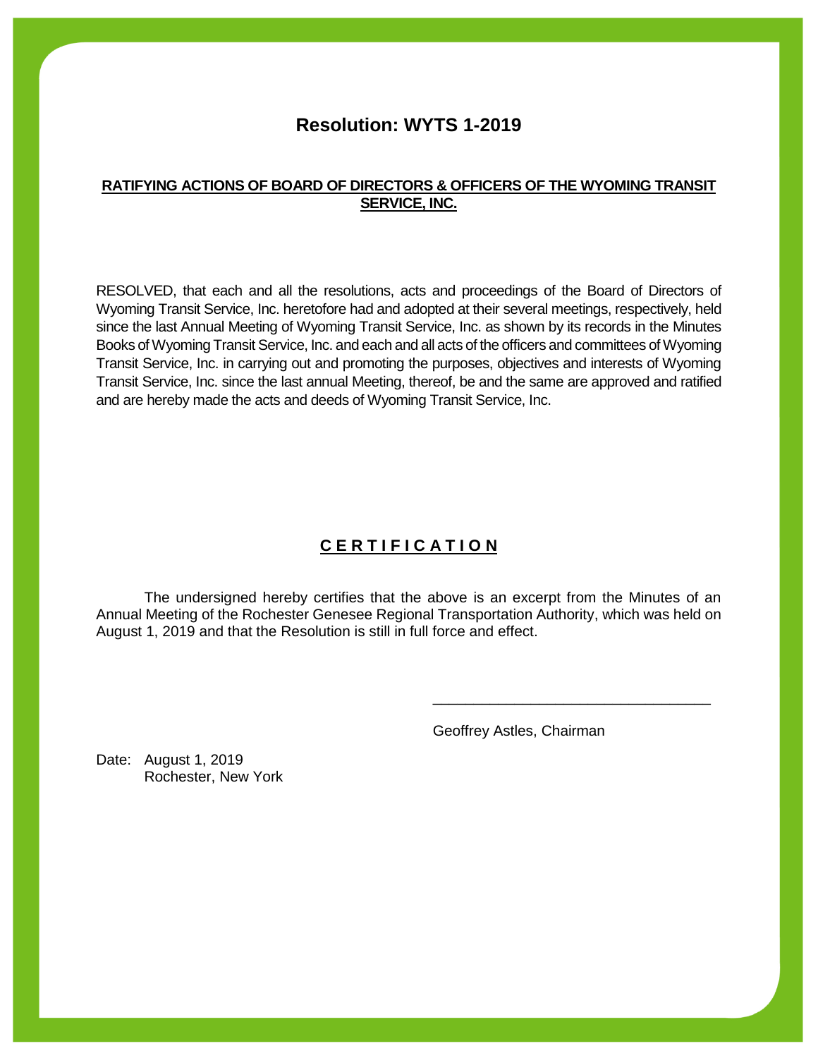# Resolution: WYTS 1-2019

**RATIFYING ACTIONS OF BOARD OF DIRECTORS & OFFICERS OF THE WYOMING TRANSIT SERVICE, INC.**

RESOLVED, that each and all the resolutions, acts and proceedings of the Board of Directors of Wyoming Transit Service, Inc. heretofore had and adopted at their several meetings, respectively, held since the last Annual Meeting of Wyoming Transit Service, Inc. as shown by its records in the Minutes Books of Wyoming Transit Service, Inc. and each and all acts of the officers and committees of Wyoming Transit Service, Inc. in carrying out and promoting the purposes, objectives and interests of Wyoming Transit Service, Inc. since the last annual Meeting, thereof, be and the same are approved and ratified and are hereby made the acts and deeds of Wyoming Transit Service, Inc.

## C E R T I F I C A T I O N

The undersigned hereby certifies that the above is an excerpt from the Minutes of an Annual Meeting of the Rochester Genesee Regional Transportation Authority, which was held on August 1, 2019 and that the Resolution is still in full force and effect.

\_\_\_\_\_\_\_\_\_\_\_\_\_\_\_\_\_\_\_\_\_\_\_\_\_\_\_\_\_\_\_\_\_\_

Geoffrey Astles, Chairman

Date: August 1, 2019
Rochester, New York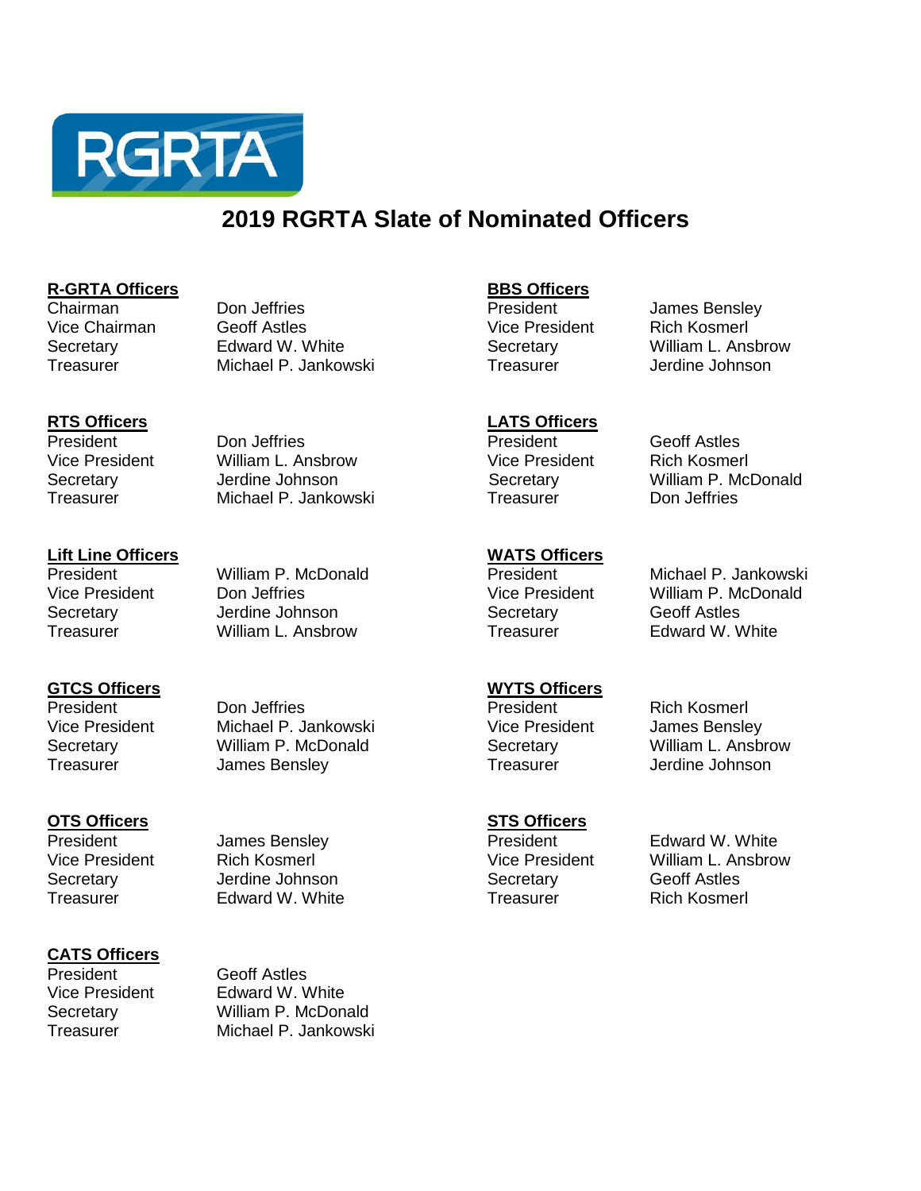RGRTA

# 2019 RGRTA Slate of Nominated Officers

**R-GRTA Officers**

| | |
|---|---|
| Chairman | Don Jeffries |
| Vice Chairman | Geoff Astles |
| Secretary | Edward W. White |
| Treasurer | Michael P. Jankowski |

**RTS Officers**

| | |
|---|---|
| President | Don Jeffries |
| Vice President | William L. Ansbrow |
| Secretary | Jerdine Johnson |
| Treasurer | Michael P. Jankowski |

**Lift Line Officers**

| | |
|---|---|
| President | William P. McDonald |
| Vice President | Don Jeffries |
| Secretary | Jerdine Johnson |
| Treasurer | William L. Ansbrow |

**GTCS Officers**

| | |
|---|---|
| President | Don Jeffries |
| Vice President | Michael P. Jankowski |
| Secretary | William P. McDonald |
| Treasurer | James Bensley |

**OTS Officers**

| | |
|---|---|
| President | James Bensley |
| Vice President | Rich Kosmerl |
| Secretary | Jerdine Johnson |
| Treasurer | Edward W. White |

**CATS Officers**

| | |
|---|---|
| President | Geoff Astles |
| Vice President | Edward W. White |
| Secretary | William P. McDonald |
| Treasurer | Michael P. Jankowski |

**BBS Officers**

| | |
|---|---|
| President | James Bensley |
| Vice President | Rich Kosmerl |
| Secretary | William L. Ansbrow |
| Treasurer | Jerdine Johnson |

**LATS Officers**

| | |
|---|---|
| President | Geoff Astles |
| Vice President | Rich Kosmerl |
| Secretary | William P. McDonald |
| Treasurer | Don Jeffries |

**WATS Officers**

| | |
|---|---|
| President | Michael P. Jankowski |
| Vice President | William P. McDonald |
| Secretary | Geoff Astles |
| Treasurer | Edward W. White |

**WYTS Officers**

| | |
|---|---|
| President | Rich Kosmerl |
| Vice President | James Bensley |
| Secretary | William L. Ansbrow |
| Treasurer | Jerdine Johnson |

**STS Officers**

| | |
|---|---|
| President | Edward W. White |
| Vice President | William L. Ansbrow |
| Secretary | Geoff Astles |
| Treasurer | Rich Kosmerl |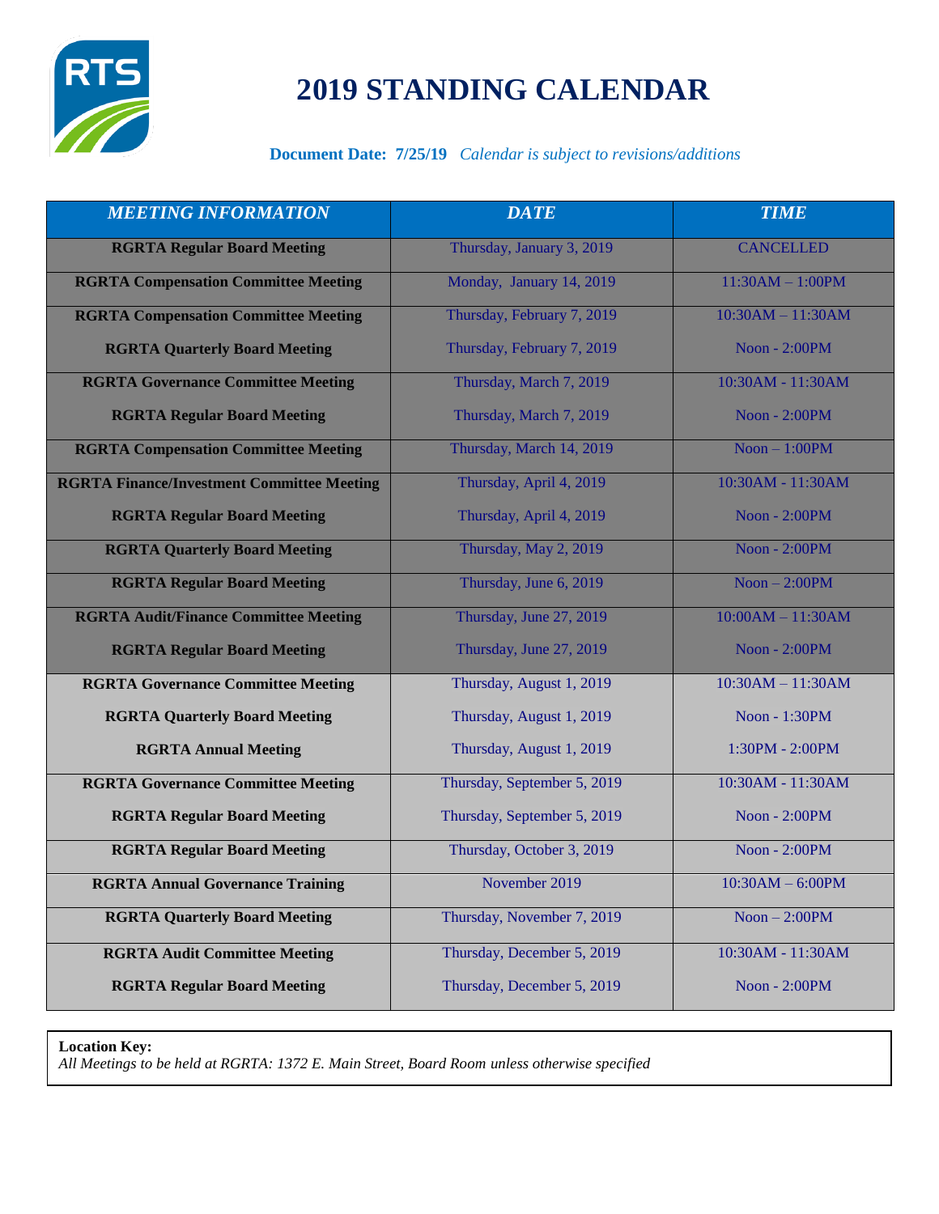# 2019 STANDING CALENDAR

**Document Date: 7/25/19** *Calendar is subject to revisions/additions*

| *MEETING INFORMATION* | *DATE* | *TIME* |
|---|---|---|
| **RGRTA Regular Board Meeting** | Thursday, January 3, 2019 | CANCELLED |
| **RGRTA Compensation Committee Meeting** | Monday, January 14, 2019 | 11:30AM – 1:00PM |
| **RGRTA Compensation Committee Meeting** | Thursday, February 7, 2019 | 10:30AM – 11:30AM |
| **RGRTA Quarterly Board Meeting** | Thursday, February 7, 2019 | Noon - 2:00PM |
| **RGRTA Governance Committee Meeting** | Thursday, March 7, 2019 | 10:30AM - 11:30AM |
| **RGRTA Regular Board Meeting** | Thursday, March 7, 2019 | Noon - 2:00PM |
| **RGRTA Compensation Committee Meeting** | Thursday, March 14, 2019 | Noon – 1:00PM |
| **RGRTA Finance/Investment Committee Meeting** | Thursday, April 4, 2019 | 10:30AM - 11:30AM |
| **RGRTA Regular Board Meeting** | Thursday, April 4, 2019 | Noon - 2:00PM |
| **RGRTA Quarterly Board Meeting** | Thursday, May 2, 2019 | Noon - 2:00PM |
| **RGRTA Regular Board Meeting** | Thursday, June 6, 2019 | Noon – 2:00PM |
| **RGRTA Audit/Finance Committee Meeting** | Thursday, June 27, 2019 | 10:00AM – 11:30AM |
| **RGRTA Regular Board Meeting** | Thursday, June 27, 2019 | Noon - 2:00PM |
| **RGRTA Governance Committee Meeting** | Thursday, August 1, 2019 | 10:30AM – 11:30AM |
| **RGRTA Quarterly Board Meeting** | Thursday, August 1, 2019 | Noon - 1:30PM |
| **RGRTA Annual Meeting** | Thursday, August 1, 2019 | 1:30PM - 2:00PM |
| **RGRTA Governance Committee Meeting** | Thursday, September 5, 2019 | 10:30AM - 11:30AM |
| **RGRTA Regular Board Meeting** | Thursday, September 5, 2019 | Noon - 2:00PM |
| **RGRTA Regular Board Meeting** | Thursday, October 3, 2019 | Noon - 2:00PM |
| **RGRTA Annual Governance Training** | November 2019 | 10:30AM – 6:00PM |
| **RGRTA Quarterly Board Meeting** | Thursday, November 7, 2019 | Noon – 2:00PM |
| **RGRTA Audit Committee Meeting** | Thursday, December 5, 2019 | 10:30AM - 11:30AM |
| **RGRTA Regular Board Meeting** | Thursday, December 5, 2019 | Noon - 2:00PM |

**Location Key:**
*All Meetings to be held at RGRTA: 1372 E. Main Street, Board Room unless otherwise specified*